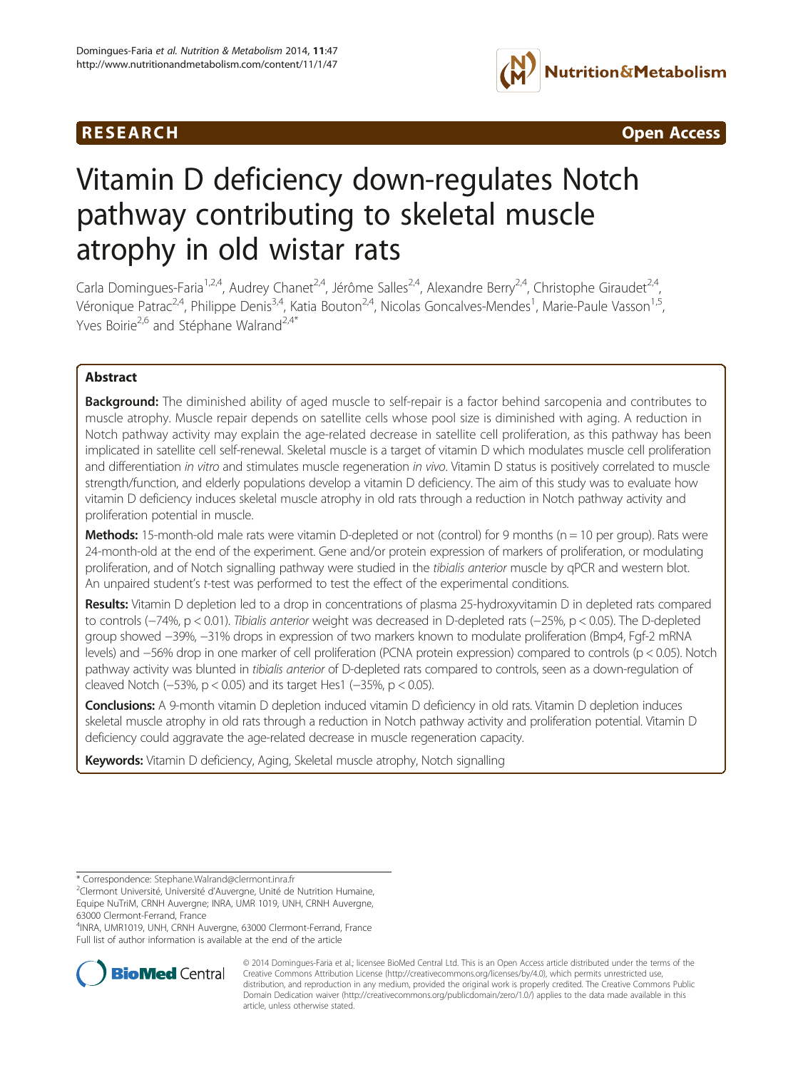RESEARCH Open Access

# Vitamin D deficiency down-regulates Notch pathway contributing to skeletal muscle atrophy in old wistar rats

Carla Domingues-Faria[1,2,4], Audrey Chanet[2,4], Jérôme Salles[2,4], Alexandre Berry[2,4], Christophe Giraudet[2,4], Véronique Patrac[2,4], Philippe Denis[3,4], Katia Bouton[2,4], Nicolas Goncalves-Mendes[1], Marie-Paule Vasson[1,5], Yves Boirie[2,6] and Stéphane Walrand[2,4*]

## Abstract

**Background:** The diminished ability of aged muscle to self-repair is a factor behind sarcopenia and contributes to muscle atrophy. Muscle repair depends on satellite cells whose pool size is diminished with aging. A reduction in Notch pathway activity may explain the age-related decrease in satellite cell proliferation, as this pathway has been implicated in satellite cell self-renewal. Skeletal muscle is a target of vitamin D which modulates muscle cell proliferation and differentiation *in vitro* and stimulates muscle regeneration *in vivo*. Vitamin D status is positively correlated to muscle strength/function, and elderly populations develop a vitamin D deficiency. The aim of this study was to evaluate how vitamin D deficiency induces skeletal muscle atrophy in old rats through a reduction in Notch pathway activity and proliferation potential in muscle.

**Methods:** 15-month-old male rats were vitamin D-depleted or not (control) for 9 months (n = 10 per group). Rats were 24-month-old at the end of the experiment. Gene and/or protein expression of markers of proliferation, or modulating proliferation, and of Notch signalling pathway were studied in the *tibialis anterior* muscle by qPCR and western blot. An unpaired student's *t*-test was performed to test the effect of the experimental conditions.

**Results:** Vitamin D depletion led to a drop in concentrations of plasma 25-hydroxyvitamin D in depleted rats compared to controls (−74%, $p < 0.01$). *Tibialis anterior* weight was decreased in D-depleted rats (−25%, $p < 0.05$). The D-depleted group showed −39%, −31% drops in expression of two markers known to modulate proliferation (Bmp4, Fgf-2 mRNA levels) and −56% drop in one marker of cell proliferation (PCNA protein expression) compared to controls ($p < 0.05$). Notch pathway activity was blunted in *tibialis anterior* of D-depleted rats compared to controls, seen as a down-regulation of cleaved Notch (−53%, $p < 0.05$) and its target Hes1 (−35%, $p < 0.05$).

**Conclusions:** A 9-month vitamin D depletion induced vitamin D deficiency in old rats. Vitamin D depletion induces skeletal muscle atrophy in old rats through a reduction in Notch pathway activity and proliferation potential. Vitamin D deficiency could aggravate the age-related decrease in muscle regeneration capacity.

**Keywords:** Vitamin D deficiency, Aging, Skeletal muscle atrophy, Notch signalling

* Correspondence: Stephane.Walrand@clermont.inra.fr
[2]Clermont Université, Université d'Auvergne, Unité de Nutrition Humaine, Equipe NuTriM, CRNH Auvergne; INRA, UMR 1019, UNH, CRNH Auvergne, 63000 Clermont-Ferrand, France
[4]INRA, UMR1019, UNH, CRNH Auvergne, 63000 Clermont-Ferrand, France
Full list of author information is available at the end of the article

© 2014 Domingues-Faria et al.; licensee BioMed Central Ltd. This is an Open Access article distributed under the terms of the Creative Commons Attribution License (http://creativecommons.org/licenses/by/4.0), which permits unrestricted use, distribution, and reproduction in any medium, provided the original work is properly credited. The Creative Commons Public Domain Dedication waiver (http://creativecommons.org/publicdomain/zero/1.0/) applies to the data made available in this article, unless otherwise stated.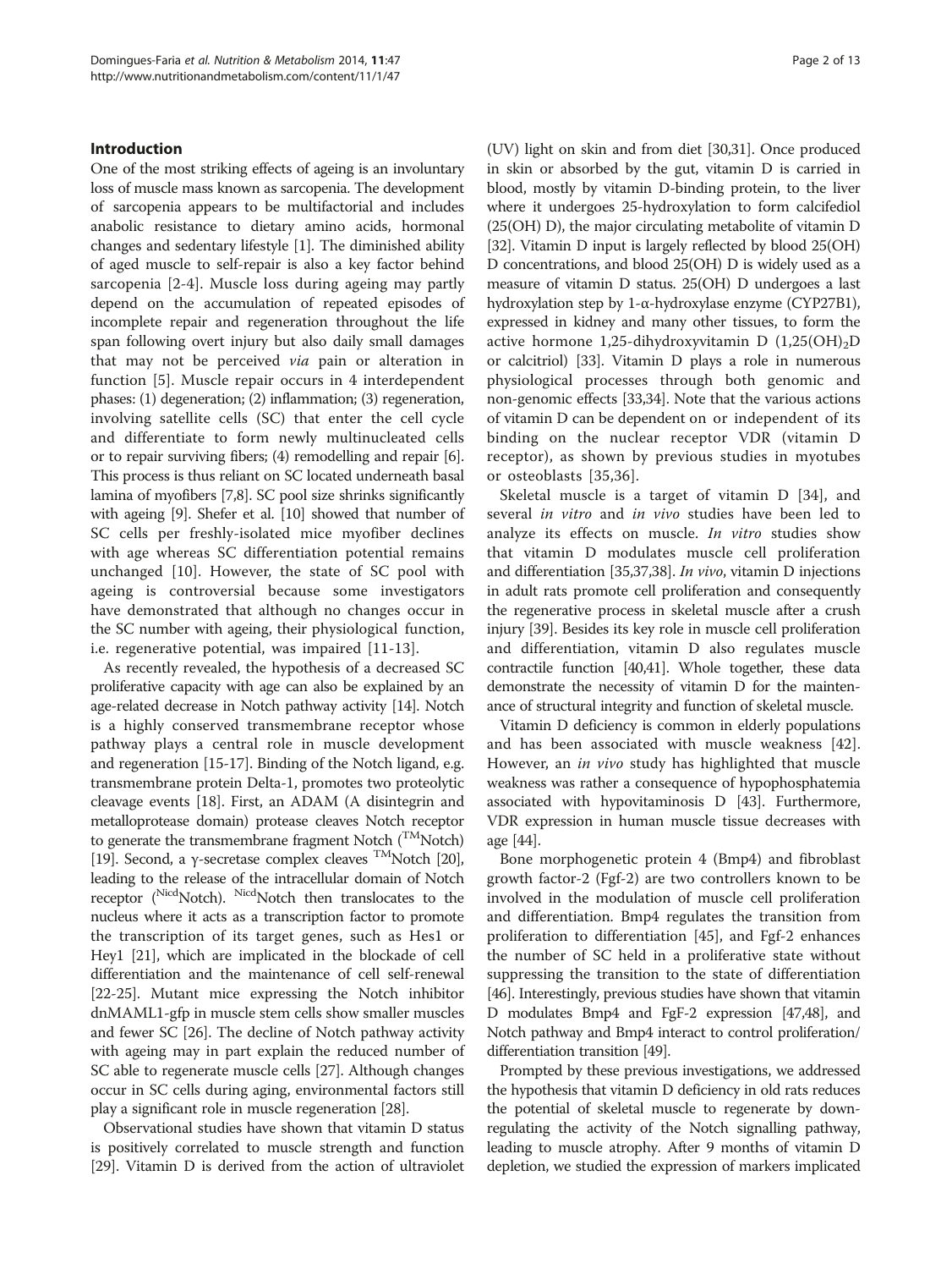## Introduction

One of the most striking effects of ageing is an involuntary loss of muscle mass known as sarcopenia. The development of sarcopenia appears to be multifactorial and includes anabolic resistance to dietary amino acids, hormonal changes and sedentary lifestyle [1]. The diminished ability of aged muscle to self-repair is also a key factor behind sarcopenia [2-4]. Muscle loss during ageing may partly depend on the accumulation of repeated episodes of incomplete repair and regeneration throughout the life span following overt injury but also daily small damages that may not be perceived *via* pain or alteration in function [5]. Muscle repair occurs in 4 interdependent phases: (1) degeneration; (2) inflammation; (3) regeneration, involving satellite cells (SC) that enter the cell cycle and differentiate to form newly multinucleated cells or to repair surviving fibers; (4) remodelling and repair [6]. This process is thus reliant on SC located underneath basal lamina of myofibers [7,8]. SC pool size shrinks significantly with ageing [9]. Shefer et al. [10] showed that number of SC cells per freshly-isolated mice myofiber declines with age whereas SC differentiation potential remains unchanged [10]. However, the state of SC pool with ageing is controversial because some investigators have demonstrated that although no changes occur in the SC number with ageing, their physiological function, i.e. regenerative potential, was impaired [11-13].

As recently revealed, the hypothesis of a decreased SC proliferative capacity with age can also be explained by an age-related decrease in Notch pathway activity [14]. Notch is a highly conserved transmembrane receptor whose pathway plays a central role in muscle development and regeneration [15-17]. Binding of the Notch ligand, e.g. transmembrane protein Delta-1, promotes two proteolytic cleavage events [18]. First, an ADAM (A disintegrin and metalloprotease domain) protease cleaves Notch receptor to generate the transmembrane fragment Notch ($^{TM}$Notch) [19]. Second, a γ-secretase complex cleaves $^{TM}$Notch [20], leading to the release of the intracellular domain of Notch receptor ($^{Nicd}$Notch). $^{Nicd}$Notch then translocates to the nucleus where it acts as a transcription factor to promote the transcription of its target genes, such as Hes1 or Hey1 [21], which are implicated in the blockade of cell differentiation and the maintenance of cell self-renewal [22-25]. Mutant mice expressing the Notch inhibitor dnMAML1-gfp in muscle stem cells show smaller muscles and fewer SC [26]. The decline of Notch pathway activity with ageing may in part explain the reduced number of SC able to regenerate muscle cells [27]. Although changes occur in SC cells during aging, environmental factors still play a significant role in muscle regeneration [28].

Observational studies have shown that vitamin D status is positively correlated to muscle strength and function [29]. Vitamin D is derived from the action of ultraviolet (UV) light on skin and from diet [30,31]. Once produced in skin or absorbed by the gut, vitamin D is carried in blood, mostly by vitamin D-binding protein, to the liver where it undergoes 25-hydroxylation to form calcifediol (25(OH) D), the major circulating metabolite of vitamin D [32]. Vitamin D input is largely reflected by blood 25(OH) D concentrations, and blood 25(OH) D is widely used as a measure of vitamin D status. 25(OH) D undergoes a last hydroxylation step by 1-α-hydroxylase enzyme (CYP27B1), expressed in kidney and many other tissues, to form the active hormone 1,25-dihydroxyvitamin D ($1,25(OH)_2D$ or calcitriol) [33]. Vitamin D plays a role in numerous physiological processes through both genomic and non-genomic effects [33,34]. Note that the various actions of vitamin D can be dependent on or independent of its binding on the nuclear receptor VDR (vitamin D receptor), as shown by previous studies in myotubes or osteoblasts [35,36].

Skeletal muscle is a target of vitamin D [34], and several *in vitro* and *in vivo* studies have been led to analyze its effects on muscle. *In vitro* studies show that vitamin D modulates muscle cell proliferation and differentiation [35,37,38]. *In vivo*, vitamin D injections in adult rats promote cell proliferation and consequently the regenerative process in skeletal muscle after a crush injury [39]. Besides its key role in muscle cell proliferation and differentiation, vitamin D also regulates muscle contractile function [40,41]. Whole together, these data demonstrate the necessity of vitamin D for the maintenance of structural integrity and function of skeletal muscle.

Vitamin D deficiency is common in elderly populations and has been associated with muscle weakness [42]. However, an *in vivo* study has highlighted that muscle weakness was rather a consequence of hypophosphatemia associated with hypovitaminosis D [43]. Furthermore, VDR expression in human muscle tissue decreases with age [44].

Bone morphogenetic protein 4 (Bmp4) and fibroblast growth factor-2 (Fgf-2) are two controllers known to be involved in the modulation of muscle cell proliferation and differentiation. Bmp4 regulates the transition from proliferation to differentiation [45], and Fgf-2 enhances the number of SC held in a proliferative state without suppressing the transition to the state of differentiation [46]. Interestingly, previous studies have shown that vitamin D modulates Bmp4 and FgF-2 expression [47,48], and Notch pathway and Bmp4 interact to control proliferation/differentiation transition [49].

Prompted by these previous investigations, we addressed the hypothesis that vitamin D deficiency in old rats reduces the potential of skeletal muscle to regenerate by down-regulating the activity of the Notch signalling pathway, leading to muscle atrophy. After 9 months of vitamin D depletion, we studied the expression of markers implicated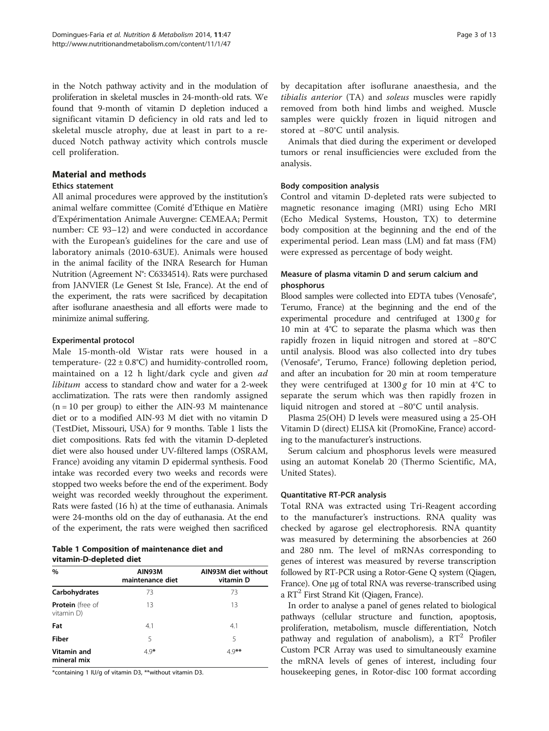in the Notch pathway activity and in the modulation of proliferation in skeletal muscles in 24-month-old rats. We found that 9-month of vitamin D depletion induced a significant vitamin D deficiency in old rats and led to skeletal muscle atrophy, due at least in part to a reduced Notch pathway activity which controls muscle cell proliferation.

## Material and methods

### Ethics statement

All animal procedures were approved by the institution's animal welfare committee (Comité d'Ethique en Matière d'Expérimentation Animale Auvergne: CEMEAA; Permit number: CE 93–12) and were conducted in accordance with the European's guidelines for the care and use of laboratory animals (2010-63UE). Animals were housed in the animal facility of the INRA Research for Human Nutrition (Agreement N°: C6334514). Rats were purchased from JANVIER (Le Genest St Isle, France). At the end of the experiment, the rats were sacrificed by decapitation after isoflurane anaesthesia and all efforts were made to minimize animal suffering.

### Experimental protocol

Male 15-month-old Wistar rats were housed in a temperature- (22 ± 0.8°C) and humidity-controlled room, maintained on a 12 h light/dark cycle and given *ad libitum* access to standard chow and water for a 2-week acclimatization. The rats were then randomly assigned (n = 10 per group) to either the AIN-93 M maintenance diet or to a modified AIN-93 M diet with no vitamin D (TestDiet, Missouri, USA) for 9 months. Table 1 lists the diet compositions. Rats fed with the vitamin D-depleted diet were also housed under UV-filtered lamps (OSRAM, France) avoiding any vitamin D epidermal synthesis. Food intake was recorded every two weeks and records were stopped two weeks before the end of the experiment. Body weight was recorded weekly throughout the experiment. Rats were fasted (16 h) at the time of euthanasia. Animals were 24-months old on the day of euthanasia. At the end of the experiment, the rats were weighed then sacrificed by decapitation after isoflurane anaesthesia, and the *tibialis anterior* (TA) and *soleus* muscles were rapidly removed from both hind limbs and weighed. Muscle samples were quickly frozen in liquid nitrogen and stored at −80°C until analysis.

Animals that died during the experiment or developed tumors or renal insufficiencies were excluded from the analysis.

**Table 1 Composition of maintenance diet and vitamin-D-depleted diet**

| % | AIN93M maintenance diet | AIN93M diet without vitamin D |
|---|---|---|
| **Carbohydrates** | 73 | 73 |
| **Protein** (free of vitamin D) | 13 | 13 |
| **Fat** | 4.1 | 4.1 |
| **Fiber** | 5 | 5 |
| **Vitamin and mineral mix** | 4.9* | 4.9** |

*containing 1 IU/g of vitamin D3, **without vitamin D3.

### Body composition analysis

Control and vitamin D-depleted rats were subjected to magnetic resonance imaging (MRI) using Echo MRI (Echo Medical Systems, Houston, TX) to determine body composition at the beginning and the end of the experimental period. Lean mass (LM) and fat mass (FM) were expressed as percentage of body weight.

### Measure of plasma vitamin D and serum calcium and phosphorus

Blood samples were collected into EDTA tubes (Venosafe®, Terumo, France) at the beginning and the end of the experimental procedure and centrifuged at 1300 *g* for 10 min at 4°C to separate the plasma which was then rapidly frozen in liquid nitrogen and stored at −80°C until analysis. Blood was also collected into dry tubes (Venosafe®, Terumo, France) following depletion period, and after an incubation for 20 min at room temperature they were centrifuged at 1300 *g* for 10 min at 4°C to separate the serum which was then rapidly frozen in liquid nitrogen and stored at −80°C until analysis.

Plasma 25(OH) D levels were measured using a 25-OH Vitamin D (direct) ELISA kit (PromoKine, France) according to the manufacturer's instructions.

Serum calcium and phosphorus levels were measured using an automat Konelab 20 (Thermo Scientific, MA, United States).

### Quantitative RT-PCR analysis

Total RNA was extracted using Tri-Reagent according to the manufacturer's instructions. RNA quality was checked by agarose gel electrophoresis. RNA quantity was measured by determining the absorbencies at 260 and 280 nm. The level of mRNAs corresponding to genes of interest was measured by reverse transcription followed by RT-PCR using a Rotor-Gene Q system (Qiagen, France). One μg of total RNA was reverse-transcribed using a $RT^2$ First Strand Kit (Qiagen, France).

In order to analyse a panel of genes related to biological pathways (cellular structure and function, apoptosis, proliferation, metabolism, muscle differentiation, Notch pathway and regulation of anabolism), a $RT^2$ Profiler Custom PCR Array was used to simultaneously examine the mRNA levels of genes of interest, including four housekeeping genes, in Rotor-disc 100 format according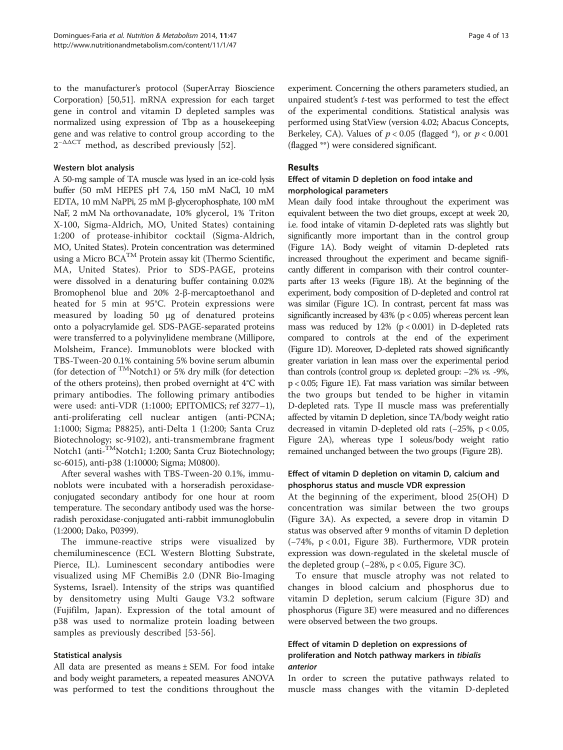to the manufacturer's protocol (SuperArray Bioscience Corporation) [50,51]. mRNA expression for each target gene in control and vitamin D depleted samples was normalized using expression of Tbp as a housekeeping gene and was relative to control group according to the $2^{-\Delta\Delta CT}$ method, as described previously [52].

### Western blot analysis

A 50-mg sample of TA muscle was lysed in an ice-cold lysis buffer (50 mM HEPES pH 7.4, 150 mM NaCl, 10 mM EDTA, 10 mM NaPPi, 25 mM β-glycerophosphate, 100 mM NaF, 2 mM Na orthovanadate, 10% glycerol, 1% Triton X-100, Sigma-Aldrich, MO, United States) containing 1:200 of protease-inhibitor cocktail (Sigma-Aldrich, MO, United States). Protein concentration was determined using a Micro BCA™ Protein assay kit (Thermo Scientific, MA, United States). Prior to SDS-PAGE, proteins were dissolved in a denaturing buffer containing 0.02% Bromophenol blue and 20% 2-β-mercaptoethanol and heated for 5 min at 95°C. Protein expressions were measured by loading 50 μg of denatured proteins onto a polyacrylamide gel. SDS-PAGE-separated proteins were transferred to a polyvinylidene membrane (Millipore, Molsheim, France). Immunoblots were blocked with TBS-Tween-20 0.1% containing 5% bovine serum albumin (for detection of $^{TM}$Notch1) or 5% dry milk (for detection of the others proteins), then probed overnight at 4°C with primary antibodies. The following primary antibodies were used: anti-VDR (1:1000; EPITOMICS; ref 3277–1), anti-proliferating cell nuclear antigen (anti-PCNA; 1:1000; Sigma; P8825), anti-Delta 1 (1:200; Santa Cruz Biotechnology; sc-9102), anti-transmembrane fragment Notch1 (anti-$^{TM}$Notch1; 1:200; Santa Cruz Biotechnology; sc-6015), anti-p38 (1:10000; Sigma; M0800).

After several washes with TBS-Tween-20 0.1%, immunoblots were incubated with a horseradish peroxidase-conjugated secondary antibody for one hour at room temperature. The secondary antibody used was the horseradish peroxidase-conjugated anti-rabbit immunoglobulin (1:2000; Dako, P0399).

The immune-reactive strips were visualized by chemiluminescence (ECL Western Blotting Substrate, Pierce, IL). Luminescent secondary antibodies were visualized using MF ChemiBis 2.0 (DNR Bio-Imaging Systems, Israel). Intensity of the strips was quantified by densitometry using Multi Gauge V3.2 software (Fujifilm, Japan). Expression of the total amount of p38 was used to normalize protein loading between samples as previously described [53-56].

### Statistical analysis

All data are presented as means ± SEM. For food intake and body weight parameters, a repeated measures ANOVA was performed to test the conditions throughout the experiment. Concerning the others parameters studied, an unpaired student's *t*-test was performed to test the effect of the experimental conditions. Statistical analysis was performed using StatView (version 4.02; Abacus Concepts, Berkeley, CA). Values of $p < 0.05$ (flagged *), or $p < 0.001$ (flagged **) were considered significant.

## Results

### Effect of vitamin D depletion on food intake and morphological parameters

Mean daily food intake throughout the experiment was equivalent between the two diet groups, except at week 20, i.e. food intake of vitamin D-depleted rats was slightly but significantly more important than in the control group (Figure 1A). Body weight of vitamin D-depleted rats increased throughout the experiment and became significantly different in comparison with their control counterparts after 13 weeks (Figure 1B). At the beginning of the experiment, body composition of D-depleted and control rat was similar (Figure 1C). In contrast, percent fat mass was significantly increased by 43% ($p < 0.05$) whereas percent lean mass was reduced by 12% ($p < 0.001$) in D-depleted rats compared to controls at the end of the experiment (Figure 1D). Moreover, D-depleted rats showed significantly greater variation in lean mass over the experimental period than controls (control group *vs.* depleted group: −2% *vs.* -9%, $p < 0.05$; Figure 1E). Fat mass variation was similar between the two groups but tended to be higher in vitamin D-depleted rats. Type II muscle mass was preferentially affected by vitamin D depletion, since TA/body weight ratio decreased in vitamin D-depleted old rats (−25%, $p < 0.05$, Figure 2A), whereas type I soleus/body weight ratio remained unchanged between the two groups (Figure 2B).

### Effect of vitamin D depletion on vitamin D, calcium and phosphorus status and muscle VDR expression

At the beginning of the experiment, blood 25(OH) D concentration was similar between the two groups (Figure 3A). As expected, a severe drop in vitamin D status was observed after 9 months of vitamin D depletion (−74%, $p < 0.01$, Figure 3B). Furthermore, VDR protein expression was down-regulated in the skeletal muscle of the depleted group (−28%, $p < 0.05$, Figure 3C).

To ensure that muscle atrophy was not related to changes in blood calcium and phosphorus due to vitamin D depletion, serum calcium (Figure 3D) and phosphorus (Figure 3E) were measured and no differences were observed between the two groups.

### Effect of vitamin D depletion on expressions of proliferation and Notch pathway markers in *tibialis anterior*

In order to screen the putative pathways related to muscle mass changes with the vitamin D-depleted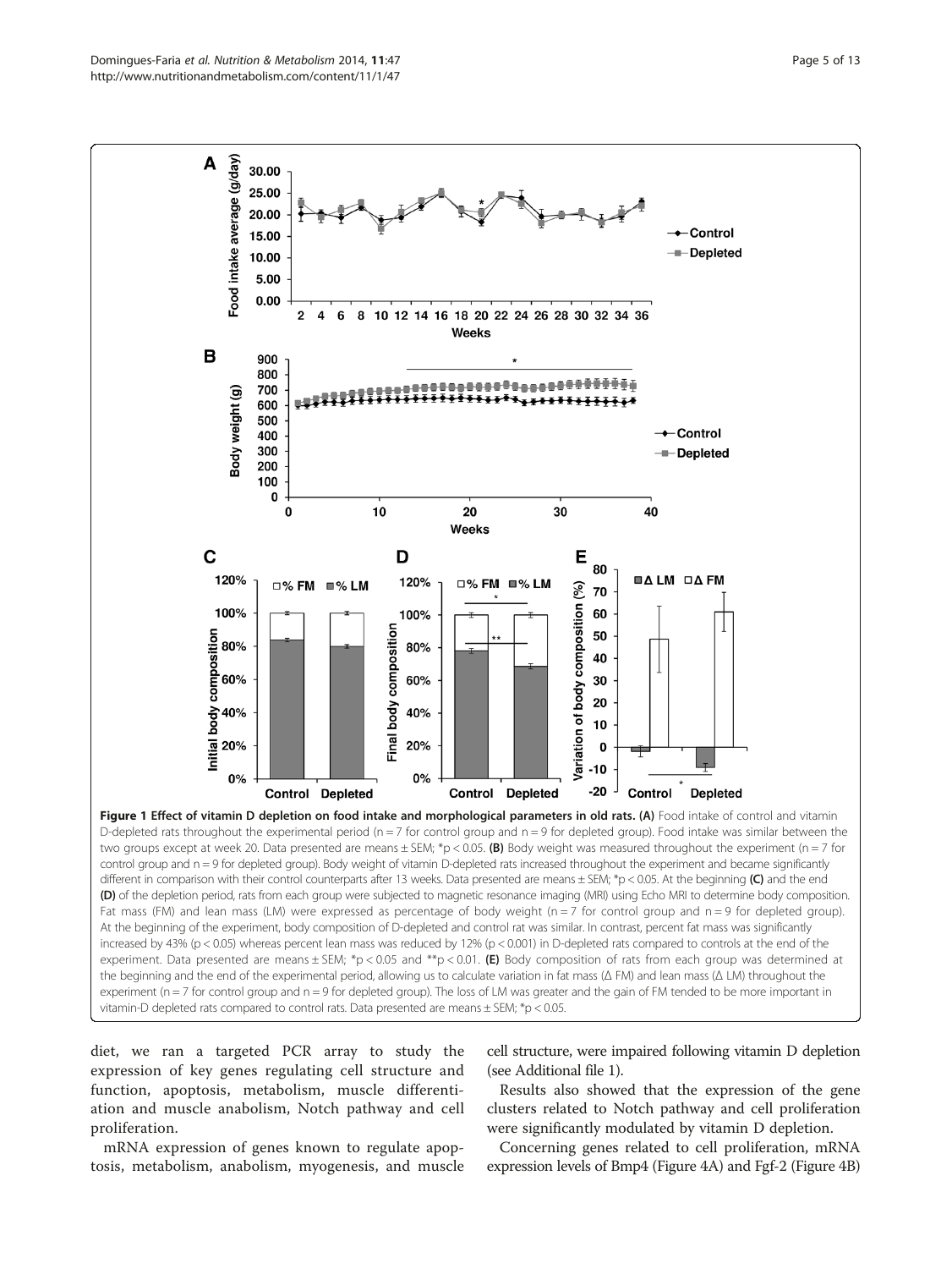**Figure 1 Effect of vitamin D depletion on food intake and morphological parameters in old rats. (A)** Food intake of control and vitamin D-depleted rats throughout the experimental period (n = 7 for control group and n = 9 for depleted group). Food intake was similar between the two groups except at week 20. Data presented are means ± SEM; *p < 0.05. **(B)** Body weight was measured throughout the experiment (n = 7 for control group and n = 9 for depleted group). Body weight of vitamin D-depleted rats increased throughout the experiment and became significantly different in comparison with their control counterparts after 13 weeks. Data presented are means ± SEM; *p < 0.05. At the beginning **(C)** and the end **(D)** of the depletion period, rats from each group were subjected to magnetic resonance imaging (MRI) using Echo MRI to determine body composition. Fat mass (FM) and lean mass (LM) were expressed as percentage of body weight (n = 7 for control group and n = 9 for depleted group). At the beginning of the experiment, body composition of D-depleted and control rat was similar. In contrast, percent fat mass was significantly increased by 43% (p < 0.05) whereas percent lean mass was reduced by 12% (p < 0.001) in D-depleted rats compared to controls at the end of the experiment. Data presented are means ± SEM; *p < 0.05 and **p < 0.01. **(E)** Body composition of rats from each group was determined at the beginning and the end of the experimental period, allowing us to calculate variation in fat mass (Δ FM) and lean mass (Δ LM) throughout the experiment (n = 7 for control group and n = 9 for depleted group). The loss of LM was greater and the gain of FM tended to be more important in vitamin-D depleted rats compared to control rats. Data presented are means ± SEM; *p < 0.05.

diet, we ran a targeted PCR array to study the expression of key genes regulating cell structure and function, apoptosis, metabolism, muscle differentiation and muscle anabolism, Notch pathway and cell proliferation.

mRNA expression of genes known to regulate apoptosis, metabolism, anabolism, myogenesis, and muscle cell structure, were impaired following vitamin D depletion (see Additional file 1).

Results also showed that the expression of the gene clusters related to Notch pathway and cell proliferation were significantly modulated by vitamin D depletion.

Concerning genes related to cell proliferation, mRNA expression levels of Bmp4 (Figure 4A) and Fgf-2 (Figure 4B)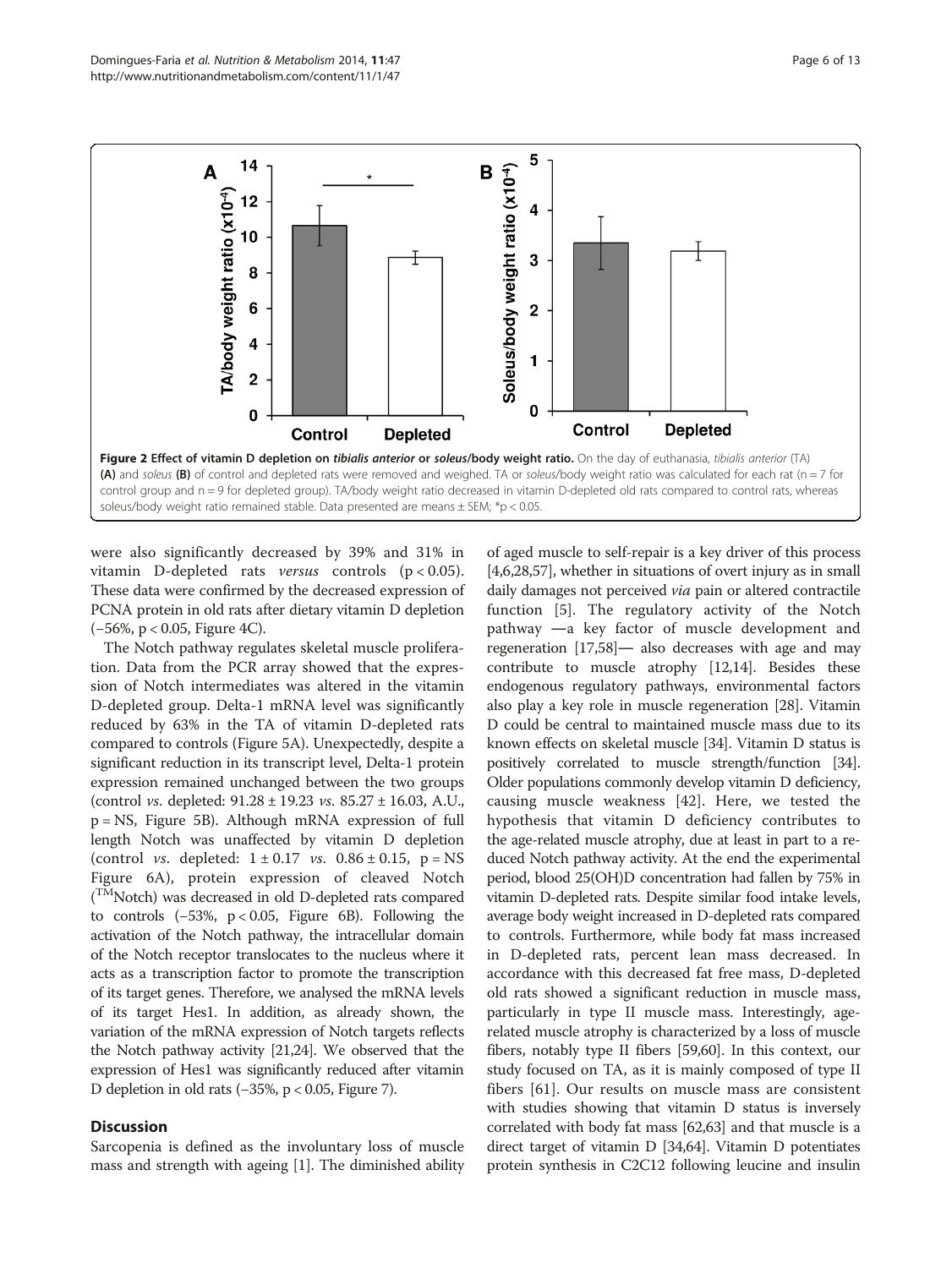**Figure 2 Effect of vitamin D depletion on *tibialis anterior* or *soleus*/body weight ratio.** On the day of euthanasia, *tibialis anterior* (TA) **(A)** and *soleus* **(B)** of control and depleted rats were removed and weighed. TA or *soleus*/body weight ratio was calculated for each rat (n = 7 for control group and n = 9 for depleted group). TA/body weight ratio decreased in vitamin D-depleted old rats compared to control rats, whereas soleus/body weight ratio remained stable. Data presented are means ± SEM; *p < 0.05.

were also significantly decreased by 39% and 31% in vitamin D-depleted rats *versus* controls (p < 0.05). These data were confirmed by the decreased expression of PCNA protein in old rats after dietary vitamin D depletion (−56%, p < 0.05, Figure 4C).

The Notch pathway regulates skeletal muscle proliferation. Data from the PCR array showed that the expression of Notch intermediates was altered in the vitamin D-depleted group. Delta-1 mRNA level was significantly reduced by 63% in the TA of vitamin D-depleted rats compared to controls (Figure 5A). Unexpectedly, despite a significant reduction in its transcript level, Delta-1 protein expression remained unchanged between the two groups (control *vs*. depleted: 91.28 ± 19.23 *vs*. 85.27 ± 16.03, A.U., p = NS, Figure 5B). Although mRNA expression of full length Notch was unaffected by vitamin D depletion (control *vs*. depleted: 1 ± 0.17 *vs*. 0.86 ± 0.15, p = NS Figure 6A), protein expression of cleaved Notch ($^{TM}$Notch) was decreased in old D-depleted rats compared to controls (−53%, p < 0.05, Figure 6B). Following the activation of the Notch pathway, the intracellular domain of the Notch receptor translocates to the nucleus where it acts as a transcription factor to promote the transcription of its target genes. Therefore, we analysed the mRNA levels of its target Hes1. In addition, as already shown, the variation of the mRNA expression of Notch targets reflects the Notch pathway activity [21,24]. We observed that the expression of Hes1 was significantly reduced after vitamin D depletion in old rats (−35%, p < 0.05, Figure 7).

## Discussion

Sarcopenia is defined as the involuntary loss of muscle mass and strength with ageing [1]. The diminished ability of aged muscle to self-repair is a key driver of this process [4,6,28,57], whether in situations of overt injury as in small daily damages not perceived *via* pain or altered contractile function [5]. The regulatory activity of the Notch pathway —a key factor of muscle development and regeneration [17,58]— also decreases with age and may contribute to muscle atrophy [12,14]. Besides these endogenous regulatory pathways, environmental factors also play a key role in muscle regeneration [28]. Vitamin D could be central to maintained muscle mass due to its known effects on skeletal muscle [34]. Vitamin D status is positively correlated to muscle strength/function [34]. Older populations commonly develop vitamin D deficiency, causing muscle weakness [42]. Here, we tested the hypothesis that vitamin D deficiency contributes to the age-related muscle atrophy, due at least in part to a reduced Notch pathway activity. At the end the experimental period, blood 25(OH)D concentration had fallen by 75% in vitamin D-depleted rats. Despite similar food intake levels, average body weight increased in D-depleted rats compared to controls. Furthermore, while body fat mass increased in D-depleted rats, percent lean mass decreased. In accordance with this decreased fat free mass, D-depleted old rats showed a significant reduction in muscle mass, particularly in type II muscle mass. Interestingly, age-related muscle atrophy is characterized by a loss of muscle fibers, notably type II fibers [59,60]. In this context, our study focused on TA, as it is mainly composed of type II fibers [61]. Our results on muscle mass are consistent with studies showing that vitamin D status is inversely correlated with body fat mass [62,63] and that muscle is a direct target of vitamin D [34,64]. Vitamin D potentiates protein synthesis in C2C12 following leucine and insulin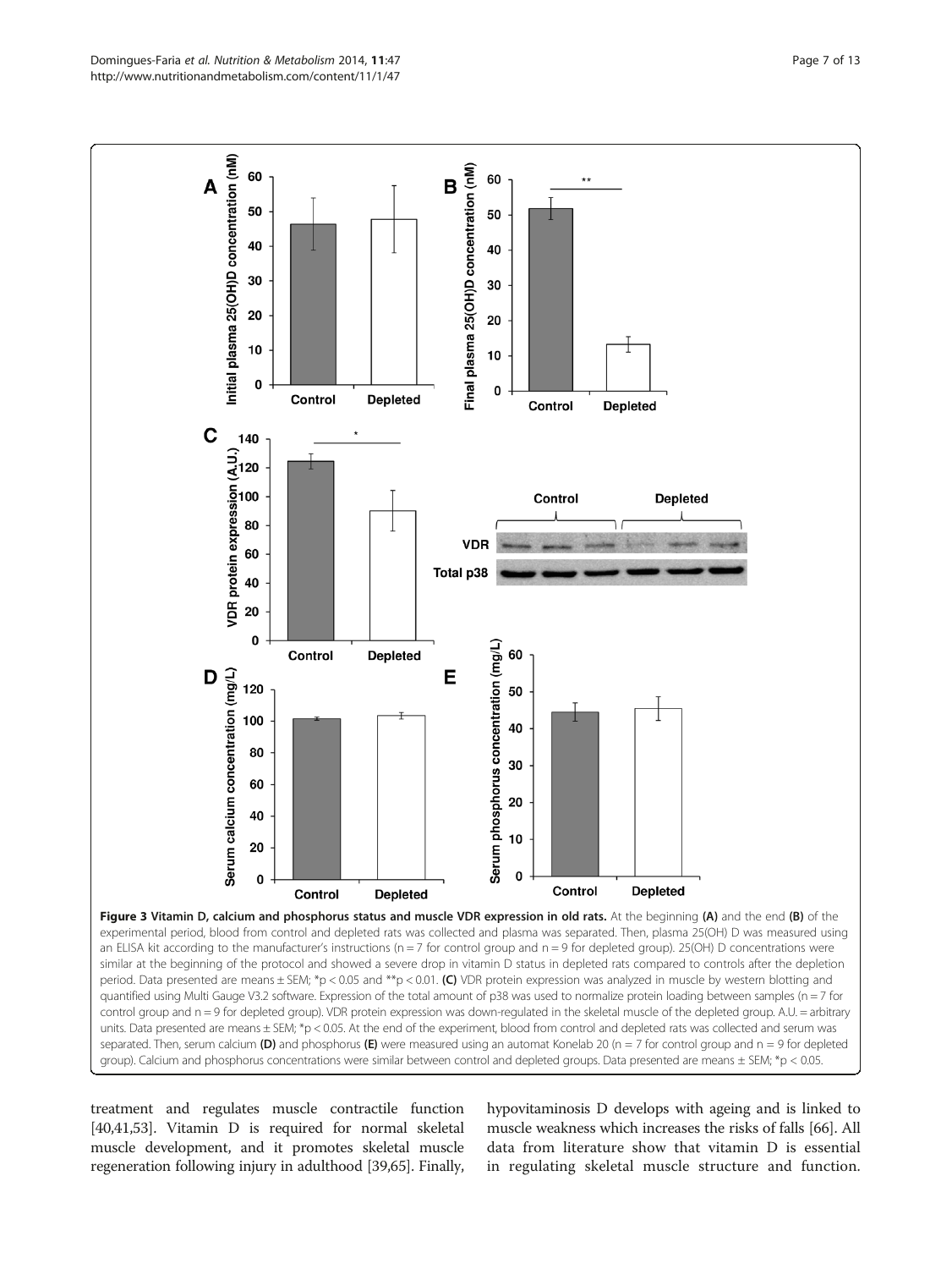**Figure 3 Vitamin D, calcium and phosphorus status and muscle VDR expression in old rats.** At the beginning **(A)** and the end **(B)** of the experimental period, blood from control and depleted rats was collected and plasma was separated. Then, plasma 25(OH) D was measured using an ELISA kit according to the manufacturer's instructions (n = 7 for control group and n = 9 for depleted group). 25(OH) D concentrations were similar at the beginning of the protocol and showed a severe drop in vitamin D status in depleted rats compared to controls after the depletion period. Data presented are means ± SEM; \*p < 0.05 and \*\*p < 0.01. **(C)** VDR protein expression was analyzed in muscle by western blotting and quantified using Multi Gauge V3.2 software. Expression of the total amount of p38 was used to normalize protein loading between samples (n = 7 for control group and n = 9 for depleted group). VDR protein expression was down-regulated in the skeletal muscle of the depleted group. A.U. = arbitrary units. Data presented are means ± SEM; \*p < 0.05. At the end of the experiment, blood from control and depleted rats was collected and serum was separated. Then, serum calcium **(D)** and phosphorus **(E)** were measured using an automat Konelab 20 (n = 7 for control group and n = 9 for depleted group). Calcium and phosphorus concentrations were similar between control and depleted groups. Data presented are means ± SEM; \*p < 0.05.

treatment and regulates muscle contractile function [40,41,53]. Vitamin D is required for normal skeletal muscle development, and it promotes skeletal muscle regeneration following injury in adulthood [39,65]. Finally, hypovitaminosis D develops with ageing and is linked to muscle weakness which increases the risks of falls [66]. All data from literature show that vitamin D is essential in regulating skeletal muscle structure and function.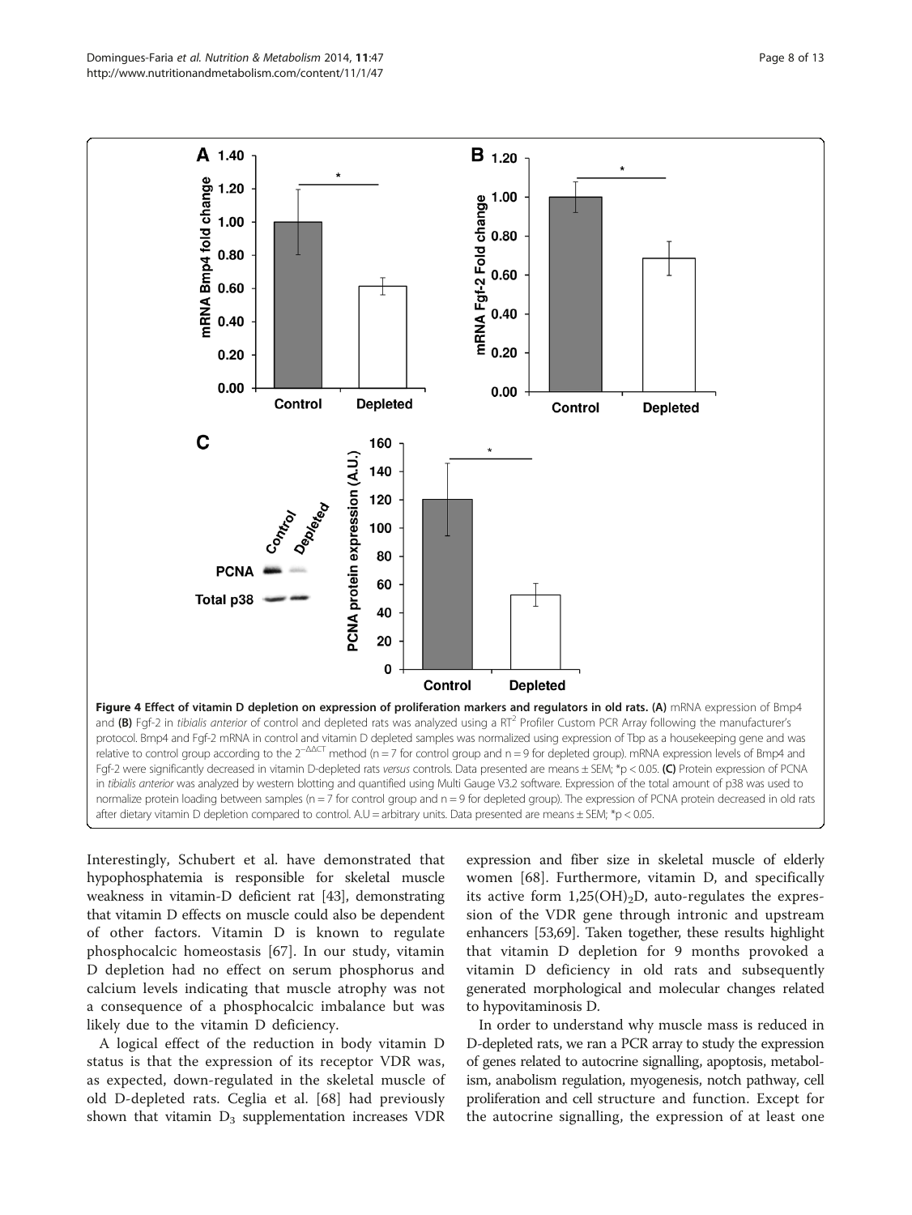**Figure 4 Effect of vitamin D depletion on expression of proliferation markers and regulators in old rats. (A)** mRNA expression of Bmp4 and **(B)** Fgf-2 in *tibialis anterior* of control and depleted rats was analyzed using a RT[2] Profiler Custom PCR Array following the manufacturer's protocol. Bmp4 and Fgf-2 mRNA in control and vitamin D depleted samples was normalized using expression of Tbp as a housekeeping gene and was relative to control group according to the $2^{-\Delta\Delta CT}$ method (n = 7 for control group and n = 9 for depleted group). mRNA expression levels of Bmp4 and Fgf-2 were significantly decreased in vitamin D-depleted rats *versus* controls. Data presented are means ± SEM; *p < 0.05. **(C)** Protein expression of PCNA in *tibialis anterior* was analyzed by western blotting and quantified using Multi Gauge V3.2 software. Expression of the total amount of p38 was used to normalize protein loading between samples (n = 7 for control group and n = 9 for depleted group). The expression of PCNA protein decreased in old rats after dietary vitamin D depletion compared to control. A.U = arbitrary units. Data presented are means ± SEM; *p < 0.05.

Interestingly, Schubert et al. have demonstrated that hypophosphatemia is responsible for skeletal muscle weakness in vitamin-D deficient rat [43], demonstrating that vitamin D effects on muscle could also be dependent of other factors. Vitamin D is known to regulate phosphocalcic homeostasis [67]. In our study, vitamin D depletion had no effect on serum phosphorus and calcium levels indicating that muscle atrophy was not a consequence of a phosphocalcic imbalance but was likely due to the vitamin D deficiency.

A logical effect of the reduction in body vitamin D status is that the expression of its receptor VDR was, as expected, down-regulated in the skeletal muscle of old D-depleted rats. Ceglia et al. [68] had previously shown that vitamin $D_3$ supplementation increases VDR expression and fiber size in skeletal muscle of elderly women [68]. Furthermore, vitamin D, and specifically its active form $1,25(OH)_2D$, auto-regulates the expression of the VDR gene through intronic and upstream enhancers [53,69]. Taken together, these results highlight that vitamin D depletion for 9 months provoked a vitamin D deficiency in old rats and subsequently generated morphological and molecular changes related to hypovitaminosis D.

In order to understand why muscle mass is reduced in D-depleted rats, we ran a PCR array to study the expression of genes related to autocrine signalling, apoptosis, metabolism, anabolism regulation, myogenesis, notch pathway, cell proliferation and cell structure and function. Except for the autocrine signalling, the expression of at least one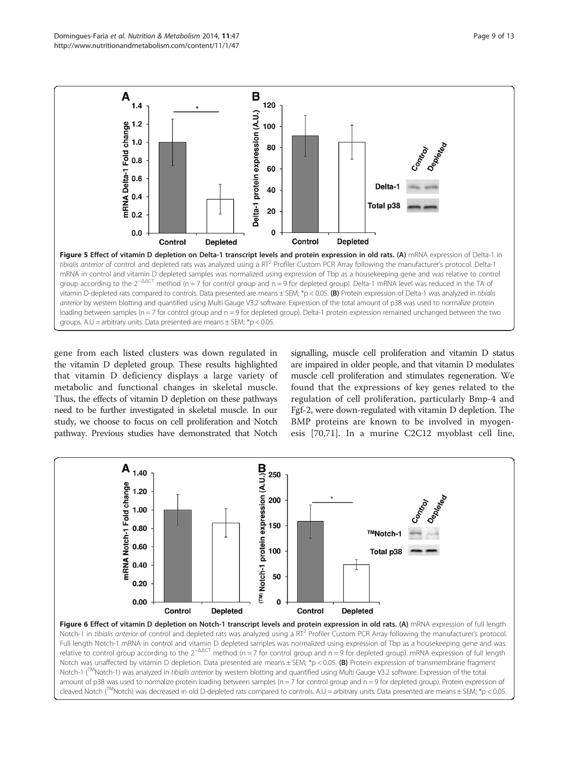**Figure 5 Effect of vitamin D depletion on Delta-1 transcript levels and protein expression in old rats.** **(A)** mRNA expression of Delta-1 in *tibialis anterior* of control and depleted rats was analyzed using a RT$^2$ Profiler Custom PCR Array following the manufacturer's protocol. Delta-1 mRNA in control and vitamin D depleted samples was normalized using expression of Tbp as a housekeeping gene and was relative to control group according to the $2^{-\Delta\Delta CT}$ method (n = 7 for control group and n = 9 for depleted group). Delta-1 mRNA level was reduced in the TA of vitamin D-depleted rats compared to controls. Data presented are means ± SEM; *p < 0.05. **(B)** Protein expression of Delta-1 was analyzed in *tibialis anterior* by western blotting and quantified using Multi Gauge V3.2 software. Expression of the total amount of p38 was used to normalize protein loading between samples (n = 7 for control group and n = 9 for depleted group). Delta-1 protein expression remained unchanged between the two groups. A.U = arbitrary units. Data presented are means ± SEM; *p < 0.05.

gene from each listed clusters was down regulated in the vitamin D depleted group. These results highlighted that vitamin D deficiency displays a large variety of metabolic and functional changes in skeletal muscle. Thus, the effects of vitamin D depletion on these pathways need to be further investigated in skeletal muscle. In our study, we choose to focus on cell proliferation and Notch pathway. Previous studies have demonstrated that Notch signalling, muscle cell proliferation and vitamin D status are impaired in older people, and that vitamin D modulates muscle cell proliferation and stimulates regeneration. We found that the expressions of key genes related to the regulation of cell proliferation, particularly Bmp-4 and Fgf-2, were down-regulated with vitamin D depletion. The BMP proteins are known to be involved in myogenesis [70,71]. In a murine C2C12 myoblast cell line,

**Figure 6 Effect of vitamin D depletion on Notch-1 transcript levels and protein expression in old rats.** **(A)** mRNA expression of full length Notch-1 in *tibialis anterior* of control and depleted rats was analyzed using a RT$^2$ Profiler Custom PCR Array following the manufacturer's protocol. Full length Notch-1 mRNA in control and vitamin D depleted samples was normalized using expression of Tbp as a housekeeping gene and was relative to control group according to the $2^{-\Delta\Delta CT}$ method (n = 7 for control group and n = 9 for depleted group). mRNA expression of full length Notch was unaffected by vitamin D depletion. Data presented are means ± SEM; *p < 0.05. **(B)** Protein expression of transmembrane fragment Notch-1 ($^{TM}$Notch-1) was analyzed in *tibialis anterior* by western blotting and quantified using Multi Gauge V3.2 software. Expression of the total amount of p38 was used to normalize protein loading between samples (n = 7 for control group and n = 9 for depleted group). Protein expression of cleaved Notch ($^{TM}$Notch) was decreased in old D-depleted rats compared to controls. A.U = arbitrary units. Data presented are means ± SEM; *p < 0.05.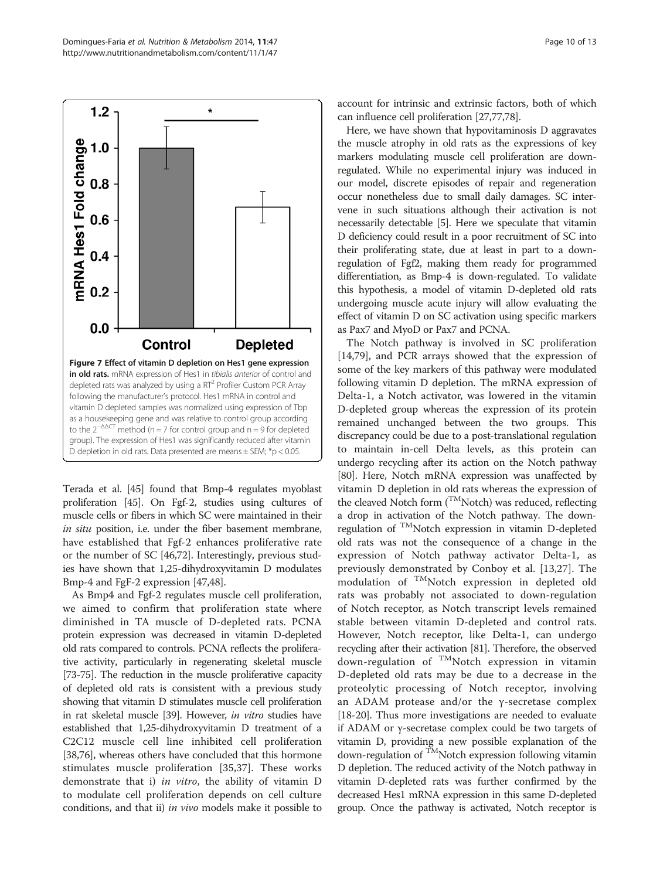**Figure 7 Effect of vitamin D depletion on Hes1 gene expression in old rats.** mRNA expression of Hes1 in *tibialis anterior* of control and depleted rats was analyzed by using a RT[2] Profiler Custom PCR Array following the manufacturer's protocol. Hes1 mRNA in control and vitamin D depleted samples was normalized using expression of Tbp as a housekeeping gene and was relative to control group according to the $2^{-\Delta\Delta CT}$ method (n = 7 for control group and n = 9 for depleted group). The expression of Hes1 was significantly reduced after vitamin D depletion in old rats. Data presented are means ± SEM; *p < 0.05.

Terada et al. [45] found that Bmp-4 regulates myoblast proliferation [45]. On Fgf-2, studies using cultures of muscle cells or fibers in which SC were maintained in their *in situ* position, i.e. under the fiber basement membrane, have established that Fgf-2 enhances proliferative rate or the number of SC [46,72]. Interestingly, previous studies have shown that 1,25-dihydroxyvitamin D modulates Bmp-4 and FgF-2 expression [47,48].

As Bmp4 and Fgf-2 regulates muscle cell proliferation, we aimed to confirm that proliferation state where diminished in TA muscle of D-depleted rats. PCNA protein expression was decreased in vitamin D-depleted old rats compared to controls. PCNA reflects the proliferative activity, particularly in regenerating skeletal muscle [73-75]. The reduction in the muscle proliferative capacity of depleted old rats is consistent with a previous study showing that vitamin D stimulates muscle cell proliferation in rat skeletal muscle [39]. However, *in vitro* studies have established that 1,25-dihydroxyvitamin D treatment of a C2C12 muscle cell line inhibited cell proliferation [38,76], whereas others have concluded that this hormone stimulates muscle proliferation [35,37]. These works demonstrate that i) *in vitro*, the ability of vitamin D to modulate cell proliferation depends on cell culture conditions, and that ii) *in vivo* models make it possible to account for intrinsic and extrinsic factors, both of which can influence cell proliferation [27,77,78].

Here, we have shown that hypovitaminosis D aggravates the muscle atrophy in old rats as the expressions of key markers modulating muscle cell proliferation are down-regulated. While no experimental injury was induced in our model, discrete episodes of repair and regeneration occur nonetheless due to small daily damages. SC intervene in such situations although their activation is not necessarily detectable [5]. Here we speculate that vitamin D deficiency could result in a poor recruitment of SC into their proliferating state, due at least in part to a down-regulation of Fgf2, making them ready for programmed differentiation, as Bmp-4 is down-regulated. To validate this hypothesis, a model of vitamin D-depleted old rats undergoing muscle acute injury will allow evaluating the effect of vitamin D on SC activation using specific markers as Pax7 and MyoD or Pax7 and PCNA.

The Notch pathway is involved in SC proliferation [14,79], and PCR arrays showed that the expression of some of the key markers of this pathway were modulated following vitamin D depletion. The mRNA expression of Delta-1, a Notch activator, was lowered in the vitamin D-depleted group whereas the expression of its protein remained unchanged between the two groups. This discrepancy could be due to a post-translational regulation to maintain in-cell Delta levels, as this protein can undergo recycling after its action on the Notch pathway [80]. Here, Notch mRNA expression was unaffected by vitamin D depletion in old rats whereas the expression of the cleaved Notch form ($^{TM}$Notch) was reduced, reflecting a drop in activation of the Notch pathway. The down-regulation of $^{TM}$Notch expression in vitamin D-depleted old rats was not the consequence of a change in the expression of Notch pathway activator Delta-1, as previously demonstrated by Conboy et al. [13,27]. The modulation of $^{TM}$Notch expression in depleted old rats was probably not associated to down-regulation of Notch receptor, as Notch transcript levels remained stable between vitamin D-depleted and control rats. However, Notch receptor, like Delta-1, can undergo recycling after their activation [81]. Therefore, the observed down-regulation of $^{TM}$Notch expression in vitamin D-depleted old rats may be due to a decrease in the proteolytic processing of Notch receptor, involving an ADAM protease and/or the γ-secretase complex [18-20]. Thus more investigations are needed to evaluate if ADAM or γ-secretase complex could be two targets of vitamin D, providing a new possible explanation of the down-regulation of $^{TM}$Notch expression following vitamin D depletion. The reduced activity of the Notch pathway in vitamin D-depleted rats was further confirmed by the decreased Hes1 mRNA expression in this same D-depleted group. Once the pathway is activated, Notch receptor is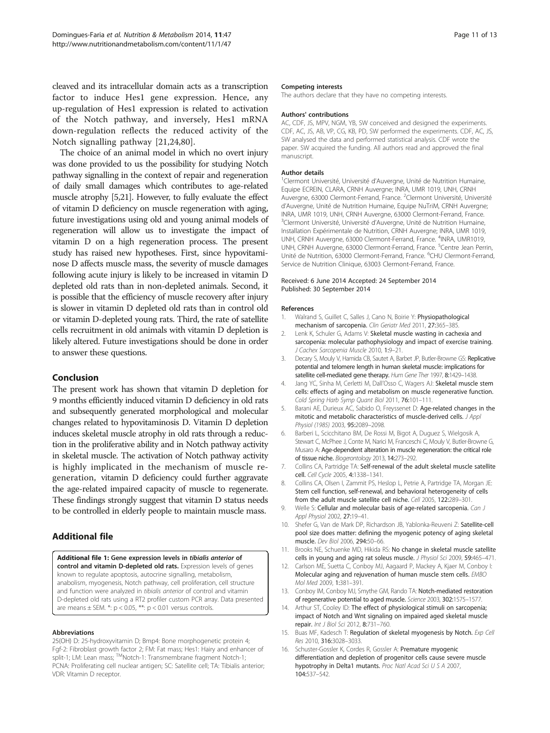cleaved and its intracellular domain acts as a transcription factor to induce Hes1 gene expression. Hence, any up-regulation of Hes1 expression is related to activation of the Notch pathway, and inversely, Hes1 mRNA down-regulation reflects the reduced activity of the Notch signalling pathway [21,24,80].

The choice of an animal model in which no overt injury was done provided to us the possibility for studying Notch pathway signalling in the context of repair and regeneration of daily small damages which contributes to age-related muscle atrophy [5,21]. However, to fully evaluate the effect of vitamin D deficiency on muscle regeneration with aging, future investigations using old and young animal models of regeneration will allow us to investigate the impact of vitamin D on a high regeneration process. The present study has raised new hypotheses. First, since hypovitaminose D affects muscle mass, the severity of muscle damages following acute injury is likely to be increased in vitamin D depleted old rats than in non-depleted animals. Second, it is possible that the efficiency of muscle recovery after injury is slower in vitamin D depleted old rats than in control old or vitamin D-depleted young rats. Third, the rate of satellite cells recruitment in old animals with vitamin D depletion is likely altered. Future investigations should be done in order to answer these questions.

## Conclusion

The present work has shown that vitamin D depletion for 9 months efficiently induced vitamin D deficiency in old rats and subsequently generated morphological and molecular changes related to hypovitaminosis D. Vitamin D depletion induces skeletal muscle atrophy in old rats through a reduction in the proliferative ability and in Notch pathway activity in skeletal muscle. The activation of Notch pathway activity is highly implicated in the mechanism of muscle regeneration, vitamin D deficiency could further aggravate the age-related impaired capacity of muscle to regenerate. These findings strongly suggest that vitamin D status needs to be controlled in elderly people to maintain muscle mass.

## Additional file

**Additional file 1: Gene expression levels in *tibialis anterior* of control and vitamin D-depleted old rats.** Expression levels of genes known to regulate apoptosis, autocrine signalling, metabolism, anabolism, myogenesis, Notch pathway, cell proliferation, cell structure and function were analyzed in *tibialis anterior* of control and vitamin D-depleted old rats using a RT2 profiler custom PCR array. Data presented are means ± SEM. *: $p < 0.05$, **: $p < 0.01$ versus controls.

#### Abbreviations

25(OH) D: 25-hydroxyvitamin D; Bmp4: Bone morphogenetic protein 4; Fgf-2: Fibroblast growth factor 2; FM: Fat mass; Hes1: Hairy and enhancer of split-1; LM: Lean mass; TMNotch-1: Transmembrane fragment Notch-1; PCNA: Proliferating cell nuclear antigen; SC: Satellite cell; TA: Tibialis anterior; VDR: Vitamin D receptor.

#### Competing interests

The authors declare that they have no competing interests.

#### Authors' contributions

AC, CDF, JS, MPV, NGM, YB, SW conceived and designed the experiments. CDF, AC, JS, AB, VP, CG, KB, PD, SW performed the experiments. CDF, AC, JS, SW analysed the data and performed statistical analysis. CDF wrote the paper. SW acquired the funding. All authors read and approved the final manuscript.

#### Author details

[1]Clermont Université, Université d'Auvergne, Unité de Nutrition Humaine, Equipe ECREIN, CLARA, CRNH Auvergne; INRA, UMR 1019, UNH, CRNH Auvergne, 63000 Clermont-Ferrand, France. [2]Clermont Université, Université d'Auvergne, Unité de Nutrition Humaine, Equipe NuTriM, CRNH Auvergne; INRA, UMR 1019, UNH, CRNH Auvergne, 63000 Clermont-Ferrand, France. [3]Clermont Université, Université d'Auvergne, Unité de Nutrition Humaine, Installation Expérimentale de Nutrition, CRNH Auvergne; INRA, UMR 1019, UNH, CRNH Auvergne, 63000 Clermont-Ferrand, France. [4]INRA, UMR1019, UNH, CRNH Auvergne, 63000 Clermont-Ferrand, France. [5]Centre Jean Perrin, Unité de Nutrition, 63000 Clermont-Ferrand, France. [6]CHU Clermont-Ferrand, Service de Nutrition Clinique, 63003 Clermont-Ferrand, France.

Received: 6 June 2014 Accepted: 24 September 2014
Published: 30 September 2014

#### References

1. Walrand S, Guillet C, Salles J, Cano N, Boirie Y: **Physiopathological mechanism of sarcopenia.** *Clin Geriatr Med* 2011, **27:**365–385.
2. Lenk K, Schuler G, Adams V: **Skeletal muscle wasting in cachexia and sarcopenia: molecular pathophysiology and impact of exercise training.** *J Cachex Sarcopenia Muscle* 2010, **1:**9–21.
3. Decary S, Mouly V, Hamida CB, Sautet A, Barbet JP, Butler-Browne GS: **Replicative potential and telomere length in human skeletal muscle: implications for satellite cell-mediated gene therapy.** *Hum Gene Ther* 1997, **8:**1429–1438.
4. Jang YC, Sinha M, Cerletti M, Dall'Osso C, Wagers AJ: **Skeletal muscle stem cells: effects of aging and metabolism on muscle regenerative function.** *Cold Spring Harb Symp Quant Biol* 2011, **76:**101–111.
5. Barani AE, Durieux AC, Sabido O, Freyssenet D: **Age-related changes in the mitotic and metabolic characteristics of muscle-derived cells.** *J Appl Physiol (1985)* 2003, **95:**2089–2098.
6. Barberi L, Scicchitano BM, De Rossi M, Bigot A, Duguez S, Wielgosik A, Stewart C, McPhee J, Conte M, Narici M, Franceschi C, Mouly V, Butler-Browne G, Musaro A: **Age-dependent alteration in muscle regeneration: the critical role of tissue niche.** *Biogerontology* 2013, **14:**273–292.
7. Collins CA, Partridge TA: **Self-renewal of the adult skeletal muscle satellite cell.** *Cell Cycle* 2005, **4:**1338–1341.
8. Collins CA, Olsen I, Zammit PS, Heslop L, Petrie A, Partridge TA, Morgan JE: **Stem cell function, self-renewal, and behavioral heterogeneity of cells from the adult muscle satellite cell niche.** *Cell* 2005, **122:**289–301.
9. Welle S: **Cellular and molecular basis of age-related sarcopenia.** *Can J Appl Physiol* 2002, **27:**19–41.
10. Shefer G, Van de Mark DP, Richardson JB, Yablonka-Reuveni Z: **Satellite-cell pool size does matter: defining the myogenic potency of aging skeletal muscle.** *Dev Biol* 2006, **294:**50–66.
11. Brooks NE, Schuenke MD, Hikida RS: **No change in skeletal muscle satellite cells in young and aging rat soleus muscle.** *J Physiol Sci* 2009, **59:**465–471.
12. Carlson ME, Suetta C, Conboy MJ, Aagaard P, Mackey A, Kjaer M, Conboy I: **Molecular aging and rejuvenation of human muscle stem cells.** *EMBO Mol Med* 2009, **1:**381–391.
13. Conboy IM, Conboy MJ, Smythe GM, Rando TA: **Notch-mediated restoration of regenerative potential to aged muscle.** *Science* 2003, **302:**1575–1577.
14. Arthur ST, Cooley ID: **The effect of physiological stimuli on sarcopenia; impact of Notch and Wnt signaling on impaired aged skeletal muscle repair.** *Int J Biol Sci* 2012, **8:**731–760.
15. Buas MF, Kadesch T: **Regulation of skeletal myogenesis by Notch.** *Exp Cell Res* 2010, **316:**3028–3033.
16. Schuster-Gossler K, Cordes R, Gossler A: **Premature myogenic differentiation and depletion of progenitor cells cause severe muscle hypotrophy in Delta1 mutants.** *Proc Natl Acad Sci U S A* 2007, **104:**537–542.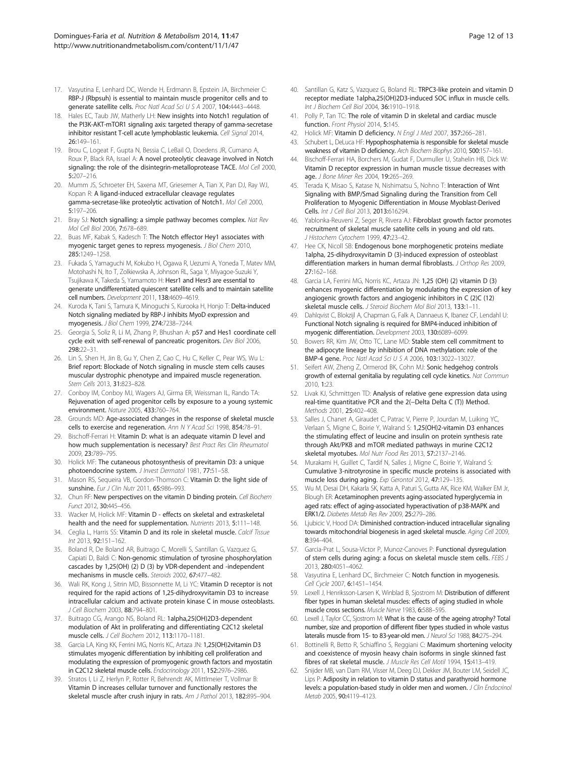17. Vasyutina E, Lenhard DC, Wende H, Erdmann B, Epstein JA, Birchmeier C: **RBP-J (Rbpsuh) is essential to maintain muscle progenitor cells and to generate satellite cells.** *Proc Natl Acad Sci U S A* 2007, **104:**4443–4448.
18. Hales EC, Taub JW, Matherly LH: **New insights into Notch1 regulation of the PI3K-AKT-mTOR1 signaling axis: targeted therapy of gamma-secretase inhibitor resistant T-cell acute lymphoblastic leukemia.** *Cell Signal* 2014, **26:**149–161.
19. Brou C, Logeat F, Gupta N, Bessia C, LeBail O, Doedens JR, Cumano A, Roux P, Black RA, Israel A: **A novel proteolytic cleavage involved in Notch signaling: the role of the disintegrin-metalloprotease TACE.** *Mol Cell* 2000, **5:**207–216.
20. Mumm JS, Schroeter EH, Saxena MT, Griesemer A, Tian X, Pan DJ, Ray WJ, Kopan R: **A ligand-induced extracellular cleavage regulates gamma-secretase-like proteolytic activation of Notch1.** *Mol Cell* 2000, **5:**197–206.
21. Bray SJ: **Notch signalling: a simple pathway becomes complex.** *Nat Rev Mol Cell Biol* 2006, **7:**678–689.
22. Buas MF, Kabak S, Kadesch T: **The Notch effector Hey1 associates with myogenic target genes to repress myogenesis.** *J Biol Chem* 2010, **285:**1249–1258.
23. Fukada S, Yamaguchi M, Kokubo H, Ogawa R, Uezumi A, Yoneda T, Matev MM, Motohashi N, Ito T, Zolkiewska A, Johnson RL, Saga Y, Miyagoe-Suzuki Y, Tsujikawa K, Takeda S, Yamamoto H: **Hesr1 and Hesr3 are essential to generate undifferentiated quiescent satellite cells and to maintain satellite cell numbers.** *Development* 2011, **138:**4609–4619.
24. Kuroda K, Tani S, Tamura K, Minoguchi S, Kurooka H, Honjo T: **Delta-induced Notch signaling mediated by RBP-J inhibits MyoD expression and myogenesis.** *J Biol Chem* 1999, **274:**7238–7244.
25. Georgia S, Soliz R, Li M, Zhang P, Bhushan A: **p57 and Hes1 coordinate cell cycle exit with self-renewal of pancreatic progenitors.** *Dev Biol* 2006, **298:**22–31.
26. Lin S, Shen H, Jin B, Gu Y, Chen Z, Cao C, Hu C, Keller C, Pear WS, Wu L: **Brief report: Blockade of Notch signaling in muscle stem cells causes muscular dystrophic phenotype and impaired muscle regeneration.** *Stem Cells* 2013, **31:**823–828.
27. Conboy IM, Conboy MJ, Wagers AJ, Girma ER, Weissman IL, Rando TA: **Rejuvenation of aged progenitor cells by exposure to a young systemic environment.** *Nature* 2005, **433:**760–764.
28. Grounds MD: **Age-associated changes in the response of skeletal muscle cells to exercise and regeneration.** *Ann N Y Acad Sci* 1998, **854:**78–91.
29. Bischoff-Ferrari H: **Vitamin D: what is an adequate vitamin D level and how much supplementation is necessary?** *Best Pract Res Clin Rheumatol* 2009, **23:**789–795.
30. Holick MF: **The cutaneous photosynthesis of previtamin D3: a unique photoendocrine system.** *J Invest Dermatol* 1981, **77:**51–58.
31. Mason RS, Sequeira VB, Gordon-Thomson C: **Vitamin D: the light side of sunshine.** *Eur J Clin Nutr* 2011, **65:**986–993.
32. Chun RF: **New perspectives on the vitamin D binding protein.** *Cell Biochem Funct* 2012, **30:**445–456.
33. Wacker M, Holick MF: **Vitamin D - effects on skeletal and extraskeletal health and the need for supplementation.** *Nutrients* 2013, **5:**111–148.
34. Ceglia L, Harris SS: **Vitamin D and its role in skeletal muscle.** *Calcif Tissue Int* 2013, **92:**151–162.
35. Boland R, De Boland AR, Buitrago C, Morelli S, Santillan G, Vazquez G, Capiati D, Baldi C: **Non-genomic stimulation of tyrosine phosphorylation cascades by 1,25(OH) (2) D (3) by VDR-dependent and -independent mechanisms in muscle cells.** *Steroids* 2002, **67:**477–482.
36. Wali RK, Kong J, Sitrin MD, Bissonnette M, Li YC: **Vitamin D receptor is not required for the rapid actions of 1,25-dihydroxyvitamin D3 to increase intracellular calcium and activate protein kinase C in mouse osteoblasts.** *J Cell Biochem* 2003, **88:**794–801.
37. Buitrago CG, Arango NS, Boland RL: **1alpha,25(OH)2D3-dependent modulation of Akt in proliferating and differentiating C2C12 skeletal muscle cells.** *J Cell Biochem* 2012, **113:**1170–1181.
38. Garcia LA, King KK, Ferrini MG, Norris KC, Artaza JN: **1,25(OH)2vitamin D3 stimulates myogenic differentiation by inhibiting cell proliferation and modulating the expression of promyogenic growth factors and myostatin in C2C12 skeletal muscle cells.** *Endocrinology* 2011, **152:**2976–2986.
39. Stratos I, Li Z, Herlyn P, Rotter R, Behrendt AK, Mittlmeier T, Vollmar B: **Vitamin D increases cellular turnover and functionally restores the skeletal muscle after crush injury in rats.** *Am J Pathol* 2013, **182:**895–904.
40. Santillan G, Katz S, Vazquez G, Boland RL: **TRPC3-like protein and vitamin D receptor mediate 1alpha,25(OH)2D3-induced SOC influx in muscle cells.** *Int J Biochem Cell Biol* 2004, **36:**1910–1918.
41. Polly P, Tan TC: **The role of vitamin D in skeletal and cardiac muscle function.** *Front Physiol* 2014, **5:**145.
42. Holick MF: **Vitamin D deficiency.** *N Engl J Med* 2007, **357:**266–281.
43. Schubert L, DeLuca HF: **Hypophosphatemia is responsible for skeletal muscle weakness of vitamin D deficiency.** *Arch Biochem Biophys* 2010, **500:**157–161.
44. Bischoff-Ferrari HA, Borchers M, Gudat F, Durmuller U, Stahelin HB, Dick W: **Vitamin D receptor expression in human muscle tissue decreases with age.** *J Bone Miner Res* 2004, **19:**265–269.
45. Terada K, Misao S, Katase N, Nishimatsu S, Nohno T: **Interaction of Wnt Signaling with BMP/Smad Signaling during the Transition from Cell Proliferation to Myogenic Differentiation in Mouse Myoblast-Derived Cells.** *Int J Cell Biol* 2013, **2013:**616294.
46. Yablonka-Reuveni Z, Seger R, Rivera AJ: **Fibroblast growth factor promotes recruitment of skeletal muscle satellite cells in young and old rats.** *J Histochem Cytochem* 1999, **47:**23–42.
47. Hee CK, Nicoll SB: **Endogenous bone morphogenetic proteins mediate 1alpha, 25-dihydroxyvitamin D (3)-induced expression of osteoblast differentiation markers in human dermal fibroblasts.** *J Orthop Res* 2009, **27:**162–168.
48. Garcia LA, Ferrini MG, Norris KC, Artaza JN: **1,25 (OH) (2) vitamin D (3) enhances myogenic differentiation by modulating the expression of key angiogenic growth factors and angiogenic inhibitors in C (2)C (12) skeletal muscle cells.** *J Steroid Biochem Mol Biol* 2013, **133:**1–11.
49. Dahlqvist C, Blokzijl A, Chapman G, Falk A, Dannaeus K, Ibanez CF, Lendahl U: **Functional Notch signaling is required for BMP4-induced inhibition of myogenic differentiation.** *Development* 2003, **130:**6089–6099.
50. Bowers RR, Kim JW, Otto TC, Lane MD: **Stable stem cell commitment to the adipocyte lineage by inhibition of DNA methylation: role of the BMP-4 gene.** *Proc Natl Acad Sci U S A* 2006, **103:**13022–13027.
51. Seifert AW, Zheng Z, Ormerod BK, Cohn MJ: **Sonic hedgehog controls growth of external genitalia by regulating cell cycle kinetics.** *Nat Commun* 2010, **1:**23.
52. Livak KJ, Schmittgen TD: **Analysis of relative gene expression data using real-time quantitative PCR and the 2(−Delta Delta C (T)) Method.** *Methods* 2001, **25:**402–408.
53. Salles J, Chanet A, Giraudet C, Patrac V, Pierre P, Jourdan M, Luiking YC, Verlaan S, Migne C, Boirie Y, Walrand S: **1,25(OH)2-vitamin D3 enhances the stimulating effect of leucine and insulin on protein synthesis rate through Akt/PKB and mTOR mediated pathways in murine C2C12 skeletal myotubes.** *Mol Nutr Food Res* 2013, **57:**2137–2146.
54. Murakami H, Guillet C, Tardif N, Salles J, Migne C, Boirie Y, Walrand S: **Cumulative 3-nitrotyrosine in specific muscle proteins is associated with muscle loss during aging.** *Exp Gerontol* 2012, **47:**129–135.
55. Wu M, Desai DH, Kakarla SK, Katta A, Paturi S, Gutta AK, Rice KM, Walker EM Jr, Blough ER: **Acetaminophen prevents aging-associated hyperglycemia in aged rats: effect of aging-associated hyperactivation of p38-MAPK and ERK1/2.** *Diabetes Metab Res Rev* 2009, **25:**279–286.
56. Ljubicic V, Hood DA: **Diminished contraction-induced intracellular signaling towards mitochondrial biogenesis in aged skeletal muscle.** *Aging Cell* 2009, **8:**394–404.
57. Garcia-Prat L, Sousa-Victor P, Munoz-Canoves P: **Functional dysregulation of stem cells during aging: a focus on skeletal muscle stem cells.** *FEBS J* 2013, **280:**4051–4062.
58. Vasyutina E, Lenhard DC, Birchmeier C: **Notch function in myogenesis.** *Cell Cycle* 2007, **6:**1451–1454.
59. Lexell J, Henriksson-Larsen K, Winblad B, Sjostrom M: **Distribution of different fiber types in human skeletal muscles: effects of aging studied in whole muscle cross sections.** *Muscle Nerve* 1983, **6:**588–595.
60. Lexell J, Taylor CC, Sjostrom M: **What is the cause of the ageing atrophy? Total number, size and proportion of different fiber types studied in whole vastus lateralis muscle from 15- to 83-year-old men.** *J Neurol Sci* 1988, **84:**275–294.
61. Bottinelli R, Betto R, Schiaffino S, Reggiani C: **Maximum shortening velocity and coexistence of myosin heavy chain isoforms in single skinned fast fibres of rat skeletal muscle.** *J Muscle Res Cell Motil* 1994, **15:**413–419.
62. Snijder MB, van Dam RM, Visser M, Deeg DJ, Dekker JM, Bouter LM, Seidell JC, Lips P: **Adiposity in relation to vitamin D status and parathyroid hormone levels: a population-based study in older men and women.** *J Clin Endocrinol Metab* 2005, **90:**4119–4123.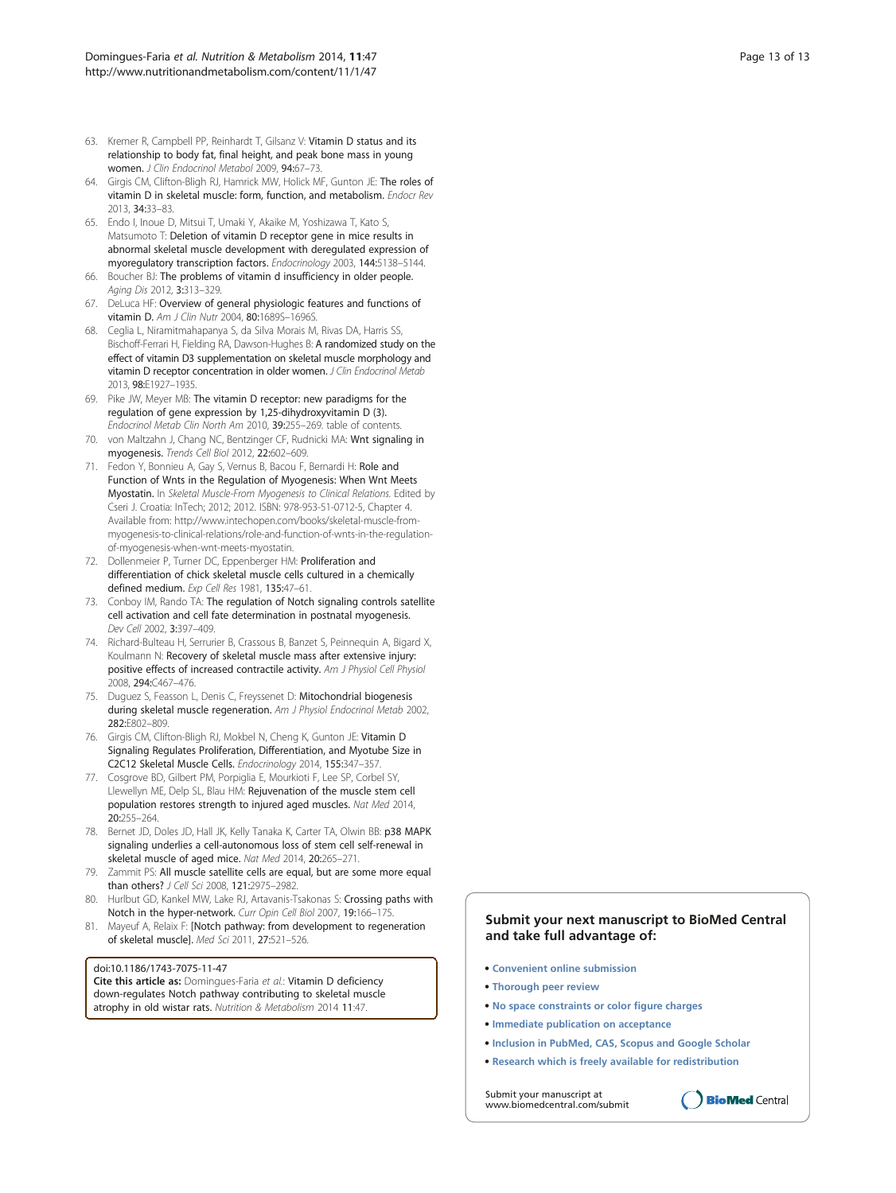63. Kremer R, Campbell PP, Reinhardt T, Gilsanz V: **Vitamin D status and its relationship to body fat, final height, and peak bone mass in young women.** *J Clin Endocrinol Metabol* 2009, **94:**67–73.
64. Girgis CM, Clifton-Bligh RJ, Hamrick MW, Holick MF, Gunton JE: **The roles of vitamin D in skeletal muscle: form, function, and metabolism.** *Endocr Rev* 2013, **34:**33–83.
65. Endo I, Inoue D, Mitsui T, Umaki Y, Akaike M, Yoshizawa T, Kato S, Matsumoto T: **Deletion of vitamin D receptor gene in mice results in abnormal skeletal muscle development with deregulated expression of myoregulatory transcription factors.** *Endocrinology* 2003, **144:**5138–5144.
66. Boucher BJ: **The problems of vitamin d insufficiency in older people.** *Aging Dis* 2012, **3:**313–329.
67. DeLuca HF: **Overview of general physiologic features and functions of vitamin D.** *Am J Clin Nutr* 2004, **80:**1689S–1696S.
68. Ceglia L, Niramitmahapanya S, da Silva Morais M, Rivas DA, Harris SS, Bischoff-Ferrari H, Fielding RA, Dawson-Hughes B: **A randomized study on the effect of vitamin D3 supplementation on skeletal muscle morphology and vitamin D receptor concentration in older women.** *J Clin Endocrinol Metab* 2013, **98:**E1927–1935.
69. Pike JW, Meyer MB: **The vitamin D receptor: new paradigms for the regulation of gene expression by 1,25-dihydroxyvitamin D (3).** *Endocrinol Metab Clin North Am* 2010, **39:**255–269. table of contents.
70. von Maltzahn J, Chang NC, Bentzinger CF, Rudnicki MA: **Wnt signaling in myogenesis.** *Trends Cell Biol* 2012, **22:**602–609.
71. Fedon Y, Bonnieu A, Gay S, Vernus B, Bacou F, Bernardi H: **Role and Function of Wnts in the Regulation of Myogenesis: When Wnt Meets Myostatin.** In *Skeletal Muscle-From Myogenesis to Clinical Relations.* Edited by Cseri J. Croatia: InTech; 2012; 2012. ISBN: 978-953-51-0712-5, Chapter 4. Available from: http://www.intechopen.com/books/skeletal-muscle-from-myogenesis-to-clinical-relations/role-and-function-of-wnts-in-the-regulation-of-myogenesis-when-wnt-meets-myostatin.
72. Dollenmeier P, Turner DC, Eppenberger HM: **Proliferation and differentiation of chick skeletal muscle cells cultured in a chemically defined medium.** *Exp Cell Res* 1981, **135:**47–61.
73. Conboy IM, Rando TA: **The regulation of Notch signaling controls satellite cell activation and cell fate determination in postnatal myogenesis.** *Dev Cell* 2002, **3:**397–409.
74. Richard-Bulteau H, Serrurier B, Crassous B, Banzet S, Peinnequin A, Bigard X, Koulmann N: **Recovery of skeletal muscle mass after extensive injury: positive effects of increased contractile activity.** *Am J Physiol Cell Physiol* 2008, **294:**C467–476.
75. Duguez S, Feasson L, Denis C, Freyssenet D: **Mitochondrial biogenesis during skeletal muscle regeneration.** *Am J Physiol Endocrinol Metab* 2002, **282:**E802–809.
76. Girgis CM, Clifton-Bligh RJ, Mokbel N, Cheng K, Gunton JE: **Vitamin D Signaling Regulates Proliferation, Differentiation, and Myotube Size in C2C12 Skeletal Muscle Cells.** *Endocrinology* 2014, **155:**347–357.
77. Cosgrove BD, Gilbert PM, Porpiglia E, Mourkioti F, Lee SP, Corbel SY, Llewellyn ME, Delp SL, Blau HM: **Rejuvenation of the muscle stem cell population restores strength to injured aged muscles.** *Nat Med* 2014, **20:**255–264.
78. Bernet JD, Doles JD, Hall JK, Kelly Tanaka K, Carter TA, Olwin BB: **p38 MAPK signaling underlies a cell-autonomous loss of stem cell self-renewal in skeletal muscle of aged mice.** *Nat Med* 2014, **20:**265–271.
79. Zammit PS: **All muscle satellite cells are equal, but are some more equal than others?** *J Cell Sci* 2008, **121:**2975–2982.
80. Hurlbut GD, Kankel MW, Lake RJ, Artavanis-Tsakonas S: **Crossing paths with Notch in the hyper-network.** *Curr Opin Cell Biol* 2007, **19:**166–175.
81. Mayeuf A, Relaix F: **[Notch pathway: from development to regeneration of skeletal muscle].** *Med Sci* 2011, **27:**521–526.

doi:10.1186/1743-7075-11-47

**Cite this article as:** Domingues-Faria *et al.*: Vitamin D deficiency down-regulates Notch pathway contributing to skeletal muscle atrophy in old wistar rats. *Nutrition & Metabolism* 2014 11:47.

**Submit your next manuscript to BioMed Central and take full advantage of:**

- Convenient online submission
- Thorough peer review
- No space constraints or color figure charges
- Immediate publication on acceptance
- Inclusion in PubMed, CAS, Scopus and Google Scholar
- Research which is freely available for redistribution

Submit your manuscript at www.biomedcentral.com/submit

BioMed Central